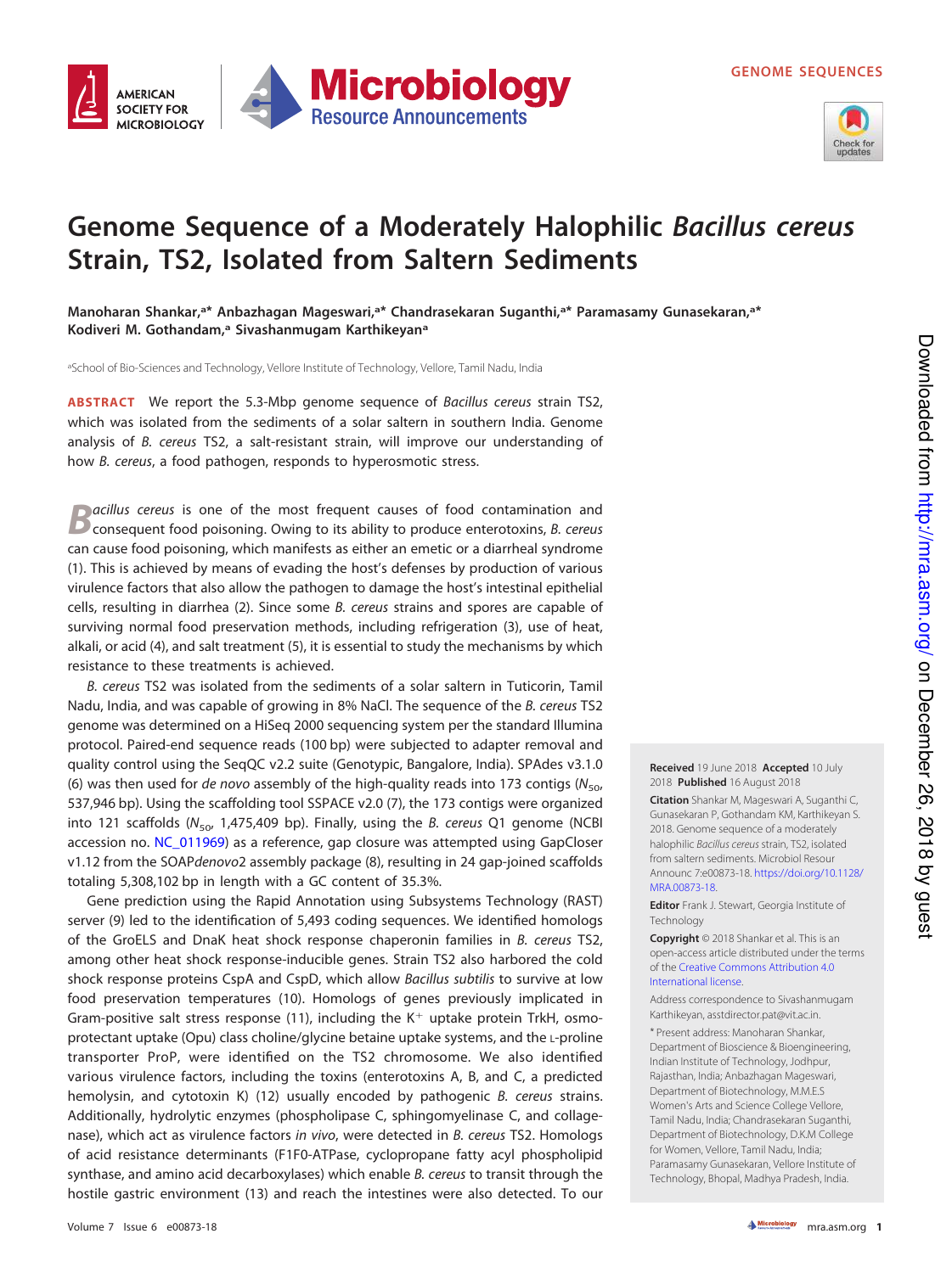GENOME SEQUENCES

# Genome Sequence of a Moderately Halophilic *Bacillus cereus* Strain, TS2, Isolated from Saltern Sediments

**Manoharan Shankar,[a]\* Anbazhagan Mageswari,[a]\* Chandrasekaran Suganthi,[a]\* Paramasamy Gunasekaran,[a]\* Kodiveri M. Gothandam,[a] Sivashanmugam Karthikeyan[a]**

[a]School of Bio-Sciences and Technology, Vellore Institute of Technology, Vellore, Tamil Nadu, India

**ABSTRACT** We report the 5.3-Mbp genome sequence of *Bacillus cereus* strain TS2, which was isolated from the sediments of a solar saltern in southern India. Genome analysis of *B. cereus* TS2, a salt-resistant strain, will improve our understanding of how *B. cereus*, a food pathogen, responds to hyperosmotic stress.

*Bacillus cereus* is one of the most frequent causes of food contamination and consequent food poisoning. Owing to its ability to produce enterotoxins, *B. cereus* can cause food poisoning, which manifests as either an emetic or a diarrheal syndrome (1). This is achieved by means of evading the host's defenses by production of various virulence factors that also allow the pathogen to damage the host's intestinal epithelial cells, resulting in diarrhea (2). Since some *B. cereus* strains and spores are capable of surviving normal food preservation methods, including refrigeration (3), use of heat, alkali, or acid (4), and salt treatment (5), it is essential to study the mechanisms by which resistance to these treatments is achieved.

*B. cereus* TS2 was isolated from the sediments of a solar saltern in Tuticorin, Tamil Nadu, India, and was capable of growing in 8% NaCl. The sequence of the *B. cereus* TS2 genome was determined on a HiSeq 2000 sequencing system per the standard Illumina protocol. Paired-end sequence reads (100 bp) were subjected to adapter removal and quality control using the SeqQC v2.2 suite (Genotypic, Bangalore, India). SPAdes v3.1.0 (6) was then used for *de novo* assembly of the high-quality reads into 173 contigs ($N_{50}$, 537,946 bp). Using the scaffolding tool SSPACE v2.0 (7), the 173 contigs were organized into 121 scaffolds ($N_{50}$, 1,475,409 bp). Finally, using the *B. cereus* Q1 genome (NCBI accession no. NC_011969) as a reference, gap closure was attempted using GapCloser v1.12 from the SOAP*denovo*2 assembly package (8), resulting in 24 gap-joined scaffolds totaling 5,308,102 bp in length with a GC content of 35.3%.

Gene prediction using the Rapid Annotation using Subsystems Technology (RAST) server (9) led to the identification of 5,493 coding sequences. We identified homologs of the GroELS and DnaK heat shock response chaperonin families in *B. cereus* TS2, among other heat shock response-inducible genes. Strain TS2 also harbored the cold shock response proteins CspA and CspD, which allow *Bacillus subtilis* to survive at low food preservation temperatures (10). Homologs of genes previously implicated in Gram-positive salt stress response (11), including the $K^+$ uptake protein TrkH, osmoprotectant uptake (Opu) class choline/glycine betaine uptake systems, and the L-proline transporter ProP, were identified on the TS2 chromosome. We also identified various virulence factors, including the toxins (enterotoxins A, B, and C, a predicted hemolysin, and cytotoxin K) (12) usually encoded by pathogenic *B. cereus* strains. Additionally, hydrolytic enzymes (phospholipase C, sphingomyelinase C, and collagenase), which act as virulence factors *in vivo*, were detected in *B. cereus* TS2. Homologs of acid resistance determinants (F1F0-ATPase, cyclopropane fatty acyl phospholipid synthase, and amino acid decarboxylases) which enable *B. cereus* to transit through the hostile gastric environment (13) and reach the intestines were also detected. To our

**Received** 19 June 2018 **Accepted** 10 July 2018 **Published** 16 August 2018

**Citation** Shankar M, Mageswari A, Suganthi C, Gunasekaran P, Gothandam KM, Karthikeyan S. 2018. Genome sequence of a moderately halophilic *Bacillus cereus* strain, TS2, isolated from saltern sediments. Microbiol Resour Announc 7:e00873-18. https://doi.org/10.1128/MRA.00873-18.

**Editor** Frank J. Stewart, Georgia Institute of Technology

**Copyright** © 2018 Shankar et al. This is an open-access article distributed under the terms of the Creative Commons Attribution 4.0 International license.

Address correspondence to Sivashanmugam Karthikeyan, asstdirector.pat@vit.ac.in.

\* Present address: Manoharan Shankar, Department of Bioscience & Bioengineering, Indian Institute of Technology, Jodhpur, Rajasthan, India; Anbazhagan Mageswari, Department of Biotechnology, M.M.E.S Women's Arts and Science College Vellore, Tamil Nadu, India; Chandrasekaran Suganthi, Department of Biotechnology, D.K.M College for Women, Vellore, Tamil Nadu, India; Paramasamy Gunasekaran, Vellore Institute of Technology, Bhopal, Madhya Pradesh, India.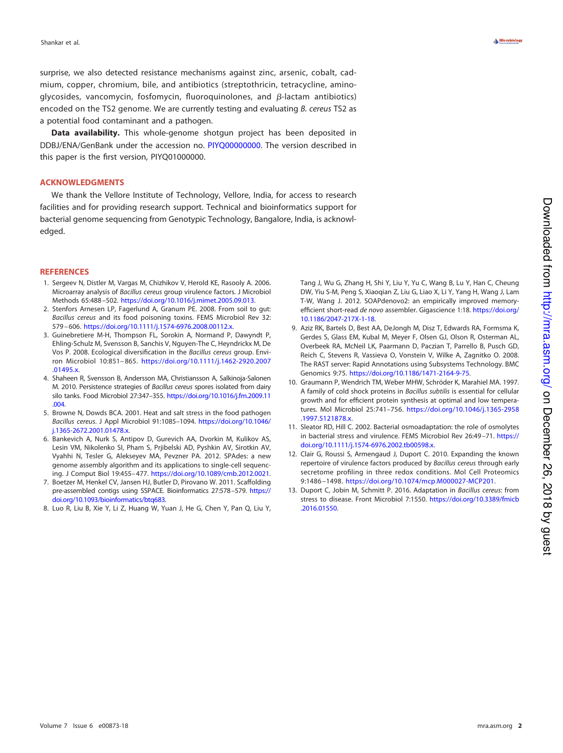surprise, we also detected resistance mechanisms against zinc, arsenic, cobalt, cadmium, copper, chromium, bile, and antibiotics (streptothricin, tetracycline, aminoglycosides, vancomycin, fosfomycin, fluoroquinolones, and β-lactam antibiotics) encoded on the TS2 genome. We are currently testing and evaluating *B. cereus* TS2 as a potential food contaminant and a pathogen.

**Data availability.** This whole-genome shotgun project has been deposited in DDBJ/ENA/GenBank under the accession no. PIYQ00000000. The version described in this paper is the first version, PIYQ01000000.

## ACKNOWLEDGMENTS

We thank the Vellore Institute of Technology, Vellore, India, for access to research facilities and for providing research support. Technical and bioinformatics support for bacterial genome sequencing from Genotypic Technology, Bangalore, India, is acknowledged.

## REFERENCES

1. Sergeev N, Distler M, Vargas M, Chizhikov V, Herold KE, Rasooly A. 2006. Microarray analysis of *Bacillus cereus* group virulence factors. J Microbiol Methods 65:488–502. https://doi.org/10.1016/j.mimet.2005.09.013.
2. Stenfors Arnesen LP, Fagerlund A, Granum PE. 2008. From soil to gut: *Bacillus cereus* and its food poisoning toxins. FEMS Microbiol Rev 32:579–606. https://doi.org/10.1111/j.1574-6976.2008.00112.x.
3. Guinebretiere M-H, Thompson FL, Sorokin A, Normand P, Dawyndt P, Ehling-Schulz M, Svensson B, Sanchis V, Nguyen-The C, Heyndrickx M, De Vos P. 2008. Ecological diversification in the *Bacillus cereus* group. Environ Microbiol 10:851–865. https://doi.org/10.1111/j.1462-2920.2007.01495.x.
4. Shaheen R, Svensson B, Andersson MA, Christiansson A, Salkinoja-Salonen M. 2010. Persistence strategies of *Bacillus cereus* spores isolated from dairy silo tanks. Food Microbiol 27:347–355. https://doi.org/10.1016/j.fm.2009.11.004.
5. Browne N, Dowds BCA. 2001. Heat and salt stress in the food pathogen *Bacillus cereus*. J Appl Microbiol 91:1085–1094. https://doi.org/10.1046/j.1365-2672.2001.01478.x.
6. Bankevich A, Nurk S, Antipov D, Gurevich AA, Dvorkin M, Kulikov AS, Lesin VM, Nikolenko SI, Pham S, Prjibelski AD, Pyshkin AV, Sirotkin AV, Vyahhi N, Tesler G, Alekseyev MA, Pevzner PA. 2012. SPAdes: a new genome assembly algorithm and its applications to single-cell sequencing. J Comput Biol 19:455–477. https://doi.org/10.1089/cmb.2012.0021.
7. Boetzer M, Henkel CV, Jansen HJ, Butler D, Pirovano W. 2011. Scaffolding pre-assembled contigs using SSPACE. Bioinformatics 27:578–579. https://doi.org/10.1093/bioinformatics/btq683.
8. Luo R, Liu B, Xie Y, Li Z, Huang W, Yuan J, He G, Chen Y, Pan Q, Liu Y, Tang J, Wu G, Zhang H, Shi Y, Liu Y, Yu C, Wang B, Lu Y, Han C, Cheung DW, Yiu S-M, Peng S, Xiaoqian Z, Liu G, Liao X, Li Y, Yang H, Wang J, Lam T-W, Wang J. 2012. SOAPdenovo2: an empirically improved memory-efficient short-read *de novo* assembler. Gigascience 1:18. https://doi.org/10.1186/2047-217X-1-18.
9. Aziz RK, Bartels D, Best AA, DeJongh M, Disz T, Edwards RA, Formsma K, Gerdes S, Glass EM, Kubal M, Meyer F, Olsen GJ, Olson R, Osterman AL, Overbeek RA, McNeil LK, Paarmann D, Paczian T, Parrello B, Pusch GD, Reich C, Stevens R, Vassieva O, Vonstein V, Wilke A, Zagnitko O. 2008. The RAST server: Rapid Annotations using Subsystems Technology. BMC Genomics 9:75. https://doi.org/10.1186/1471-2164-9-75.
10. Graumann P, Wendrich TM, Weber MHW, Schröder K, Marahiel MA. 1997. A family of cold shock proteins in *Bacillus subtilis* is essential for cellular growth and for efficient protein synthesis at optimal and low temperatures. Mol Microbiol 25:741–756. https://doi.org/10.1046/j.1365-2958.1997.5121878.x.
11. Sleator RD, Hill C. 2002. Bacterial osmoadaptation: the role of osmolytes in bacterial stress and virulence. FEMS Microbiol Rev 26:49–71. https://doi.org/10.1111/j.1574-6976.2002.tb00598.x.
12. Clair G, Roussi S, Armengaud J, Duport C. 2010. Expanding the known repertoire of virulence factors produced by *Bacillus cereus* through early secretome profiling in three redox conditions. Mol Cell Proteomics 9:1486–1498. https://doi.org/10.1074/mcp.M000027-MCP201.
13. Duport C, Jobin M, Schmitt P. 2016. Adaptation in *Bacillus cereus*: from stress to disease. Front Microbiol 7:1550. https://doi.org/10.3389/fmicb.2016.01550.